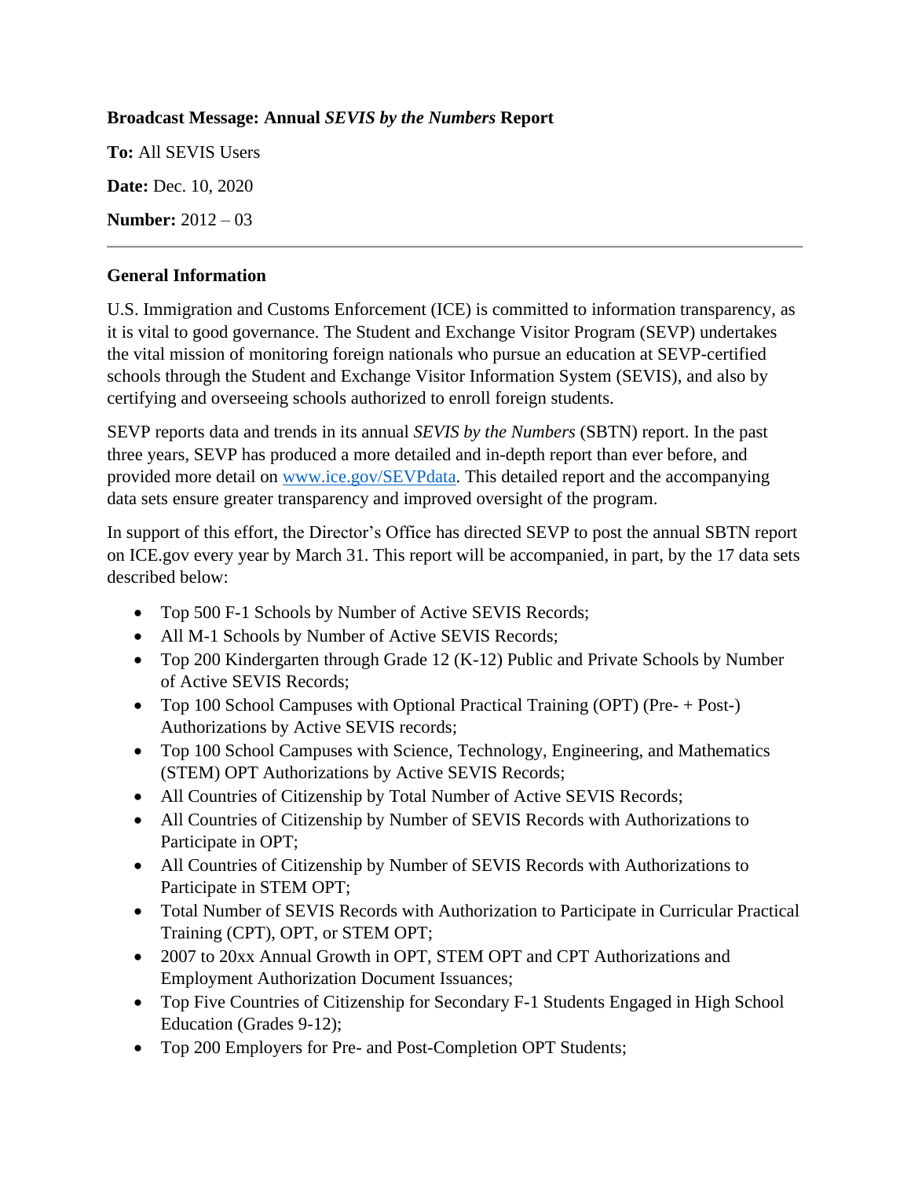**Broadcast Message: Annual *SEVIS by the Numbers* Report**

**To:** All SEVIS Users

**Date:** Dec. 10, 2020

**Number:** 2012 – 03

---

**General Information**

U.S. Immigration and Customs Enforcement (ICE) is committed to information transparency, as it is vital to good governance. The Student and Exchange Visitor Program (SEVP) undertakes the vital mission of monitoring foreign nationals who pursue an education at SEVP-certified schools through the Student and Exchange Visitor Information System (SEVIS), and also by certifying and overseeing schools authorized to enroll foreign students.

SEVP reports data and trends in its annual *SEVIS by the Numbers* (SBTN) report. In the past three years, SEVP has produced a more detailed and in-depth report than ever before, and provided more detail on [www.ice.gov/SEVPdata](www.ice.gov/SEVPdata). This detailed report and the accompanying data sets ensure greater transparency and improved oversight of the program.

In support of this effort, the Director's Office has directed SEVP to post the annual SBTN report on ICE.gov every year by March 31. This report will be accompanied, in part, by the 17 data sets described below:

- Top 500 F-1 Schools by Number of Active SEVIS Records;
- All M-1 Schools by Number of Active SEVIS Records;
- Top 200 Kindergarten through Grade 12 (K-12) Public and Private Schools by Number of Active SEVIS Records;
- Top 100 School Campuses with Optional Practical Training (OPT) (Pre- + Post-) Authorizations by Active SEVIS records;
- Top 100 School Campuses with Science, Technology, Engineering, and Mathematics (STEM) OPT Authorizations by Active SEVIS Records;
- All Countries of Citizenship by Total Number of Active SEVIS Records;
- All Countries of Citizenship by Number of SEVIS Records with Authorizations to Participate in OPT;
- All Countries of Citizenship by Number of SEVIS Records with Authorizations to Participate in STEM OPT;
- Total Number of SEVIS Records with Authorization to Participate in Curricular Practical Training (CPT), OPT, or STEM OPT;
- 2007 to 20xx Annual Growth in OPT, STEM OPT and CPT Authorizations and Employment Authorization Document Issuances;
- Top Five Countries of Citizenship for Secondary F-1 Students Engaged in High School Education (Grades 9-12);
- Top 200 Employers for Pre- and Post-Completion OPT Students;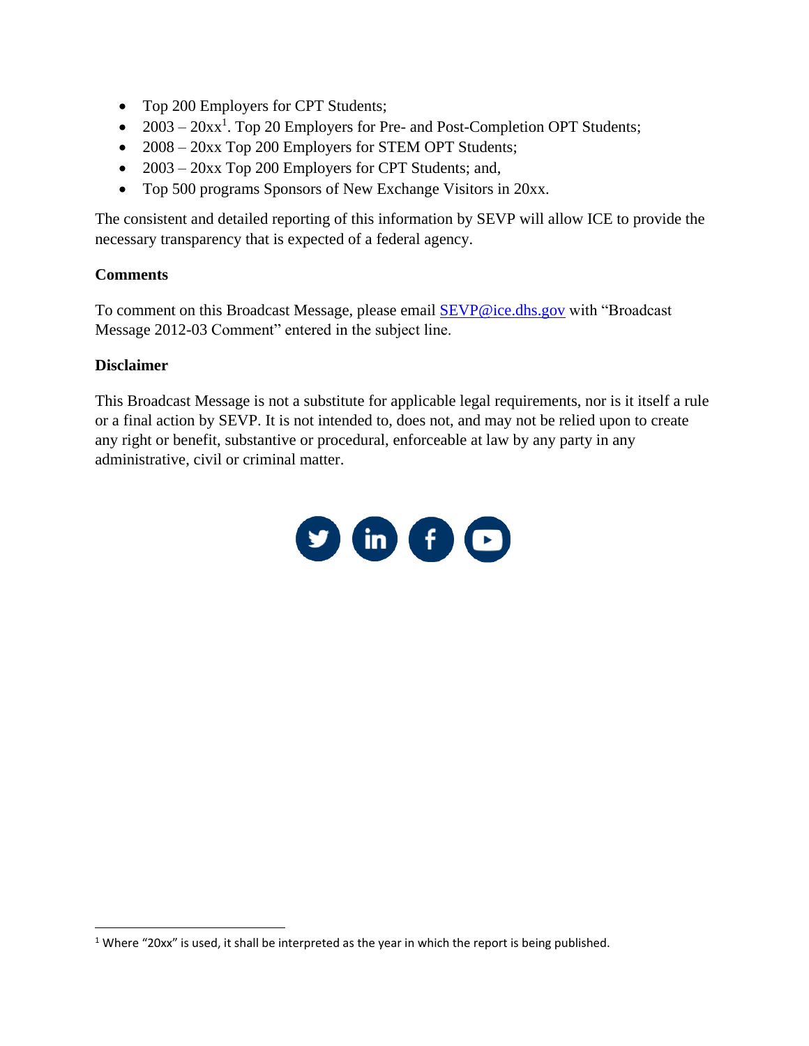- Top 200 Employers for CPT Students;
- 2003 – 20xx[1]. Top 20 Employers for Pre- and Post-Completion OPT Students;
- 2008 – 20xx Top 200 Employers for STEM OPT Students;
- 2003 – 20xx Top 200 Employers for CPT Students; and,
- Top 500 programs Sponsors of New Exchange Visitors in 20xx.

The consistent and detailed reporting of this information by SEVP will allow ICE to provide the necessary transparency that is expected of a federal agency.

**Comments**

To comment on this Broadcast Message, please email SEVP@ice.dhs.gov with "Broadcast Message 2012-03 Comment" entered in the subject line.

**Disclaimer**

This Broadcast Message is not a substitute for applicable legal requirements, nor is it itself a rule or a final action by SEVP. It is not intended to, does not, and may not be relied upon to create any right or benefit, substantive or procedural, enforceable at law by any party in any administrative, civil or criminal matter.

[1] Where "20xx" is used, it shall be interpreted as the year in which the report is being published.